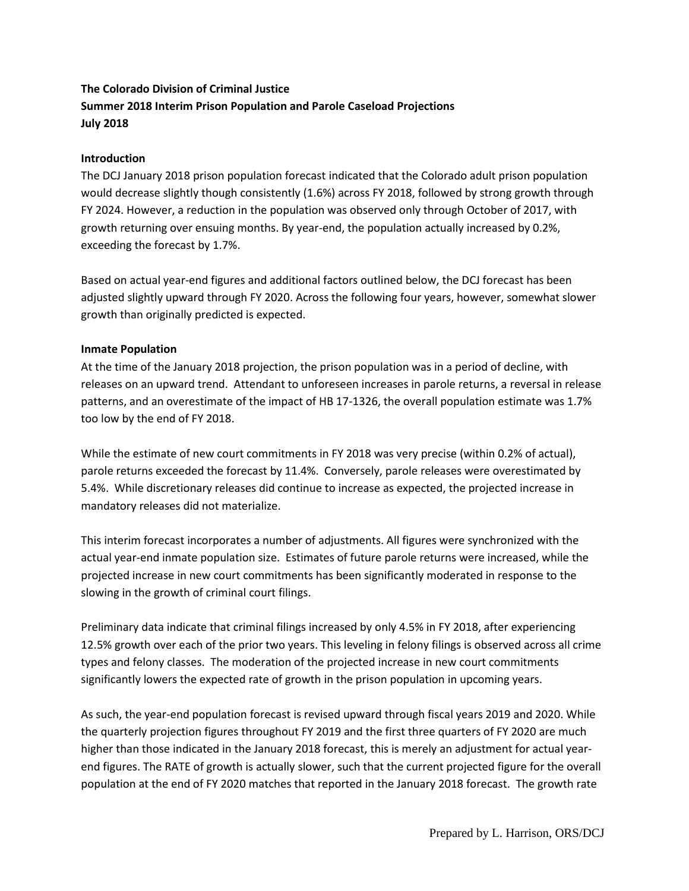**The Colorado Division of Criminal Justice**
**Summer 2018 Interim Prison Population and Parole Caseload Projections**
**July 2018**

## Introduction

The DCJ January 2018 prison population forecast indicated that the Colorado adult prison population would decrease slightly though consistently (1.6%) across FY 2018, followed by strong growth through FY 2024. However, a reduction in the population was observed only through October of 2017, with growth returning over ensuing months. By year-end, the population actually increased by 0.2%, exceeding the forecast by 1.7%.

Based on actual year-end figures and additional factors outlined below, the DCJ forecast has been adjusted slightly upward through FY 2020. Across the following four years, however, somewhat slower growth than originally predicted is expected.

## Inmate Population

At the time of the January 2018 projection, the prison population was in a period of decline, with releases on an upward trend. Attendant to unforeseen increases in parole returns, a reversal in release patterns, and an overestimate of the impact of HB 17-1326, the overall population estimate was 1.7% too low by the end of FY 2018.

While the estimate of new court commitments in FY 2018 was very precise (within 0.2% of actual), parole returns exceeded the forecast by 11.4%. Conversely, parole releases were overestimated by 5.4%. While discretionary releases did continue to increase as expected, the projected increase in mandatory releases did not materialize.

This interim forecast incorporates a number of adjustments. All figures were synchronized with the actual year-end inmate population size. Estimates of future parole returns were increased, while the projected increase in new court commitments has been significantly moderated in response to the slowing in the growth of criminal court filings.

Preliminary data indicate that criminal filings increased by only 4.5% in FY 2018, after experiencing 12.5% growth over each of the prior two years. This leveling in felony filings is observed across all crime types and felony classes. The moderation of the projected increase in new court commitments significantly lowers the expected rate of growth in the prison population in upcoming years.

As such, the year-end population forecast is revised upward through fiscal years 2019 and 2020. While the quarterly projection figures throughout FY 2019 and the first three quarters of FY 2020 are much higher than those indicated in the January 2018 forecast, this is merely an adjustment for actual year-end figures. The RATE of growth is actually slower, such that the current projected figure for the overall population at the end of FY 2020 matches that reported in the January 2018 forecast. The growth rate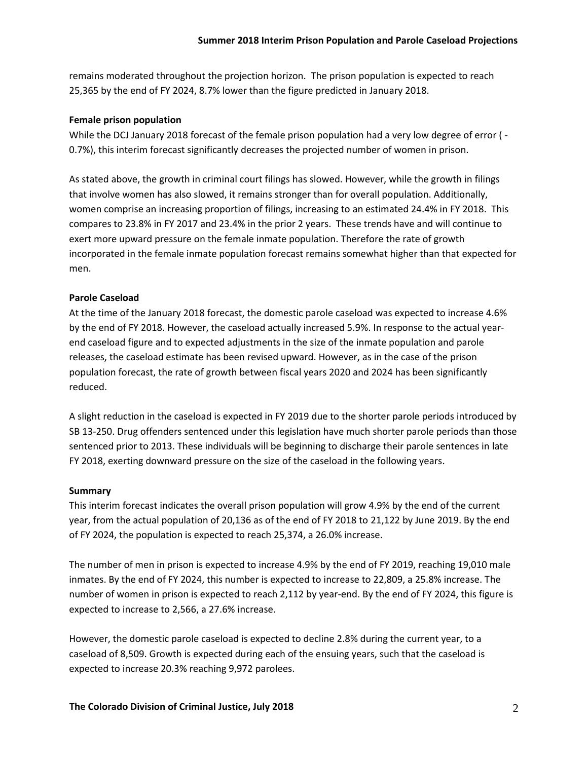remains moderated throughout the projection horizon. The prison population is expected to reach 25,365 by the end of FY 2024, 8.7% lower than the figure predicted in January 2018.

**Female prison population**

While the DCJ January 2018 forecast of the female prison population had a very low degree of error ( -0.7%), this interim forecast significantly decreases the projected number of women in prison.

As stated above, the growth in criminal court filings has slowed. However, while the growth in filings that involve women has also slowed, it remains stronger than for overall population. Additionally, women comprise an increasing proportion of filings, increasing to an estimated 24.4% in FY 2018. This compares to 23.8% in FY 2017 and 23.4% in the prior 2 years. These trends have and will continue to exert more upward pressure on the female inmate population. Therefore the rate of growth incorporated in the female inmate population forecast remains somewhat higher than that expected for men.

**Parole Caseload**

At the time of the January 2018 forecast, the domestic parole caseload was expected to increase 4.6% by the end of FY 2018. However, the caseload actually increased 5.9%. In response to the actual year-end caseload figure and to expected adjustments in the size of the inmate population and parole releases, the caseload estimate has been revised upward. However, as in the case of the prison population forecast, the rate of growth between fiscal years 2020 and 2024 has been significantly reduced.

A slight reduction in the caseload is expected in FY 2019 due to the shorter parole periods introduced by SB 13-250. Drug offenders sentenced under this legislation have much shorter parole periods than those sentenced prior to 2013. These individuals will be beginning to discharge their parole sentences in late FY 2018, exerting downward pressure on the size of the caseload in the following years.

**Summary**

This interim forecast indicates the overall prison population will grow 4.9% by the end of the current year, from the actual population of 20,136 as of the end of FY 2018 to 21,122 by June 2019. By the end of FY 2024, the population is expected to reach 25,374, a 26.0% increase.

The number of men in prison is expected to increase 4.9% by the end of FY 2019, reaching 19,010 male inmates. By the end of FY 2024, this number is expected to increase to 22,809, a 25.8% increase. The number of women in prison is expected to reach 2,112 by year-end. By the end of FY 2024, this figure is expected to increase to 2,566, a 27.6% increase.

However, the domestic parole caseload is expected to decline 2.8% during the current year, to a caseload of 8,509. Growth is expected during each of the ensuing years, such that the caseload is expected to increase 20.3% reaching 9,972 parolees.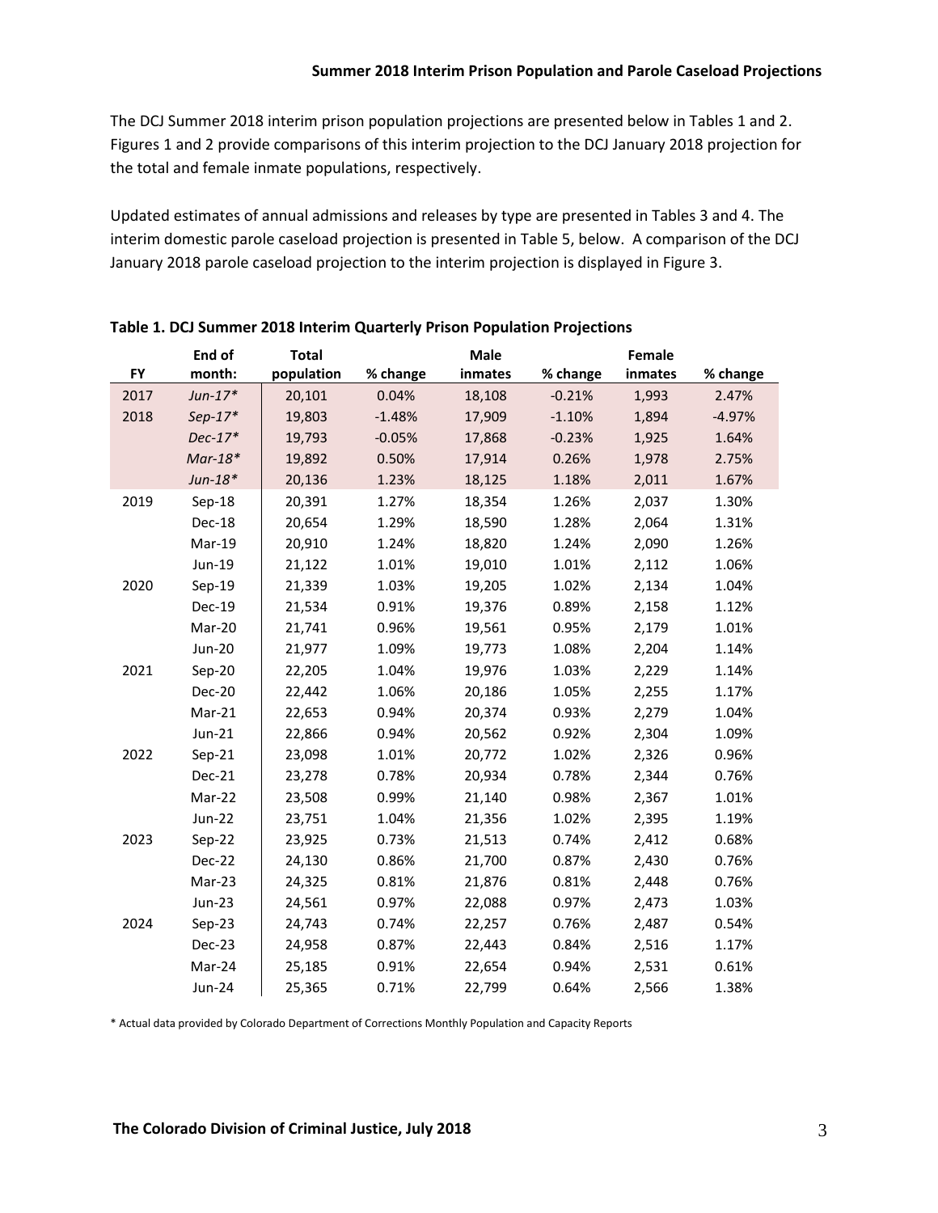The DCJ Summer 2018 interim prison population projections are presented below in Tables 1 and 2. Figures 1 and 2 provide comparisons of this interim projection to the DCJ January 2018 projection for the total and female inmate populations, respectively.

Updated estimates of annual admissions and releases by type are presented in Tables 3 and 4. The interim domestic parole caseload projection is presented in Table 5, below. A comparison of the DCJ January 2018 parole caseload projection to the interim projection is displayed in Figure 3.

**Table 1. DCJ Summer 2018 Interim Quarterly Prison Population Projections**

| FY | End of month: | Total population | % change | Male inmates | % change | Female inmates | % change |
|---|---|---|---|---|---|---|---|
| 2017 | *Jun-17** | 20,101 | 0.04% | 18,108 | -0.21% | 1,993 | 2.47% |
| 2018 | *Sep-17** | 19,803 | -1.48% | 17,909 | -1.10% | 1,894 | -4.97% |
| | *Dec-17** | 19,793 | -0.05% | 17,868 | -0.23% | 1,925 | 1.64% |
| | *Mar-18** | 19,892 | 0.50% | 17,914 | 0.26% | 1,978 | 2.75% |
| | *Jun-18** | 20,136 | 1.23% | 18,125 | 1.18% | 2,011 | 1.67% |
| 2019 | Sep-18 | 20,391 | 1.27% | 18,354 | 1.26% | 2,037 | 1.30% |
| | Dec-18 | 20,654 | 1.29% | 18,590 | 1.28% | 2,064 | 1.31% |
| | Mar-19 | 20,910 | 1.24% | 18,820 | 1.24% | 2,090 | 1.26% |
| | Jun-19 | 21,122 | 1.01% | 19,010 | 1.01% | 2,112 | 1.06% |
| 2020 | Sep-19 | 21,339 | 1.03% | 19,205 | 1.02% | 2,134 | 1.04% |
| | Dec-19 | 21,534 | 0.91% | 19,376 | 0.89% | 2,158 | 1.12% |
| | Mar-20 | 21,741 | 0.96% | 19,561 | 0.95% | 2,179 | 1.01% |
| | Jun-20 | 21,977 | 1.09% | 19,773 | 1.08% | 2,204 | 1.14% |
| 2021 | Sep-20 | 22,205 | 1.04% | 19,976 | 1.03% | 2,229 | 1.14% |
| | Dec-20 | 22,442 | 1.06% | 20,186 | 1.05% | 2,255 | 1.17% |
| | Mar-21 | 22,653 | 0.94% | 20,374 | 0.93% | 2,279 | 1.04% |
| | Jun-21 | 22,866 | 0.94% | 20,562 | 0.92% | 2,304 | 1.09% |
| 2022 | Sep-21 | 23,098 | 1.01% | 20,772 | 1.02% | 2,326 | 0.96% |
| | Dec-21 | 23,278 | 0.78% | 20,934 | 0.78% | 2,344 | 0.76% |
| | Mar-22 | 23,508 | 0.99% | 21,140 | 0.98% | 2,367 | 1.01% |
| | Jun-22 | 23,751 | 1.04% | 21,356 | 1.02% | 2,395 | 1.19% |
| 2023 | Sep-22 | 23,925 | 0.73% | 21,513 | 0.74% | 2,412 | 0.68% |
| | Dec-22 | 24,130 | 0.86% | 21,700 | 0.87% | 2,430 | 0.76% |
| | Mar-23 | 24,325 | 0.81% | 21,876 | 0.81% | 2,448 | 0.76% |
| | Jun-23 | 24,561 | 0.97% | 22,088 | 0.97% | 2,473 | 1.03% |
| 2024 | Sep-23 | 24,743 | 0.74% | 22,257 | 0.76% | 2,487 | 0.54% |
| | Dec-23 | 24,958 | 0.87% | 22,443 | 0.84% | 2,516 | 1.17% |
| | Mar-24 | 25,185 | 0.91% | 22,654 | 0.94% | 2,531 | 0.61% |
| | Jun-24 | 25,365 | 0.71% | 22,799 | 0.64% | 2,566 | 1.38% |

\* Actual data provided by Colorado Department of Corrections Monthly Population and Capacity Reports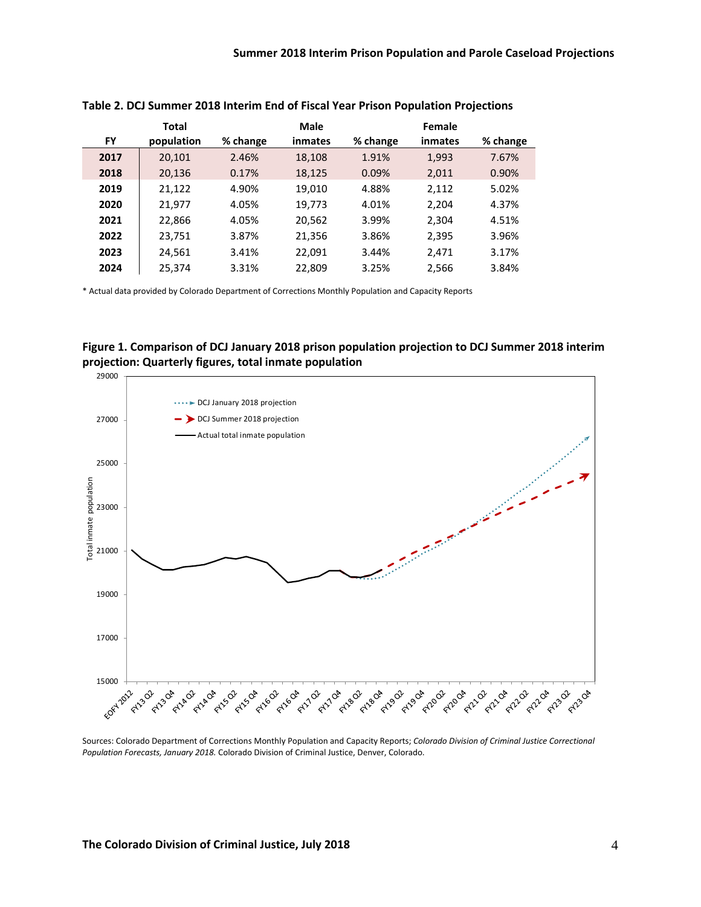**Table 2. DCJ Summer 2018 Interim End of Fiscal Year Prison Population Projections**

| FY | Total population | % change | Male inmates | % change | Female inmates | % change |
|---|---|---|---|---|---|---|
| **2017** | 20,101 | 2.46% | 18,108 | 1.91% | 1,993 | 7.67% |
| **2018** | 20,136 | 0.17% | 18,125 | 0.09% | 2,011 | 0.90% |
| **2019** | 21,122 | 4.90% | 19,010 | 4.88% | 2,112 | 5.02% |
| **2020** | 21,977 | 4.05% | 19,773 | 4.01% | 2,204 | 4.37% |
| **2021** | 22,866 | 4.05% | 20,562 | 3.99% | 2,304 | 4.51% |
| **2022** | 23,751 | 3.87% | 21,356 | 3.86% | 2,395 | 3.96% |
| **2023** | 24,561 | 3.41% | 22,091 | 3.44% | 2,471 | 3.17% |
| **2024** | 25,374 | 3.31% | 22,809 | 3.25% | 2,566 | 3.84% |

* Actual data provided by Colorado Department of Corrections Monthly Population and Capacity Reports

**Figure 1. Comparison of DCJ January 2018 prison population projection to DCJ Summer 2018 interim projection: Quarterly figures, total inmate population**

Sources: Colorado Department of Corrections Monthly Population and Capacity Reports; *Colorado Division of Criminal Justice Correctional Population Forecasts, January 2018.* Colorado Division of Criminal Justice, Denver, Colorado.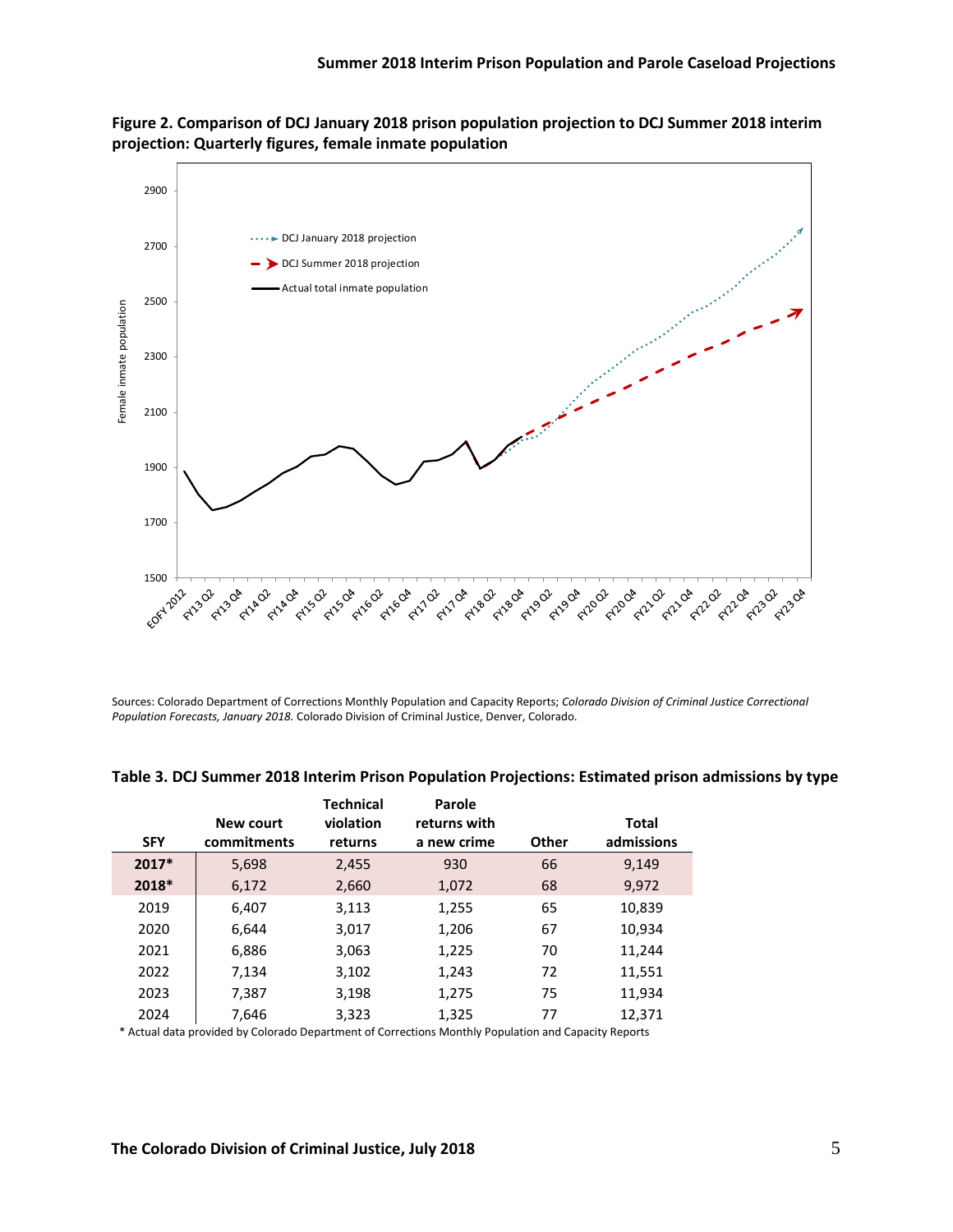**Figure 2. Comparison of DCJ January 2018 prison population projection to DCJ Summer 2018 interim projection: Quarterly figures, female inmate population**

Sources: Colorado Department of Corrections Monthly Population and Capacity Reports; *Colorado Division of Criminal Justice Correctional Population Forecasts, January 2018.* Colorado Division of Criminal Justice, Denver, Colorado.

**Table 3. DCJ Summer 2018 Interim Prison Population Projections: Estimated prison admissions by type**

| SFY | New court commitments | Technical violation returns | Parole returns with a new crime | Other | Total admissions |
|---|---|---|---|---|---|
| **2017*** | 5,698 | 2,455 | 930 | 66 | 9,149 |
| **2018*** | 6,172 | 2,660 | 1,072 | 68 | 9,972 |
| 2019 | 6,407 | 3,113 | 1,255 | 65 | 10,839 |
| 2020 | 6,644 | 3,017 | 1,206 | 67 | 10,934 |
| 2021 | 6,886 | 3,063 | 1,225 | 70 | 11,244 |
| 2022 | 7,134 | 3,102 | 1,243 | 72 | 11,551 |
| 2023 | 7,387 | 3,198 | 1,275 | 75 | 11,934 |
| 2024 | 7,646 | 3,323 | 1,325 | 77 | 12,371 |

* Actual data provided by Colorado Department of Corrections Monthly Population and Capacity Reports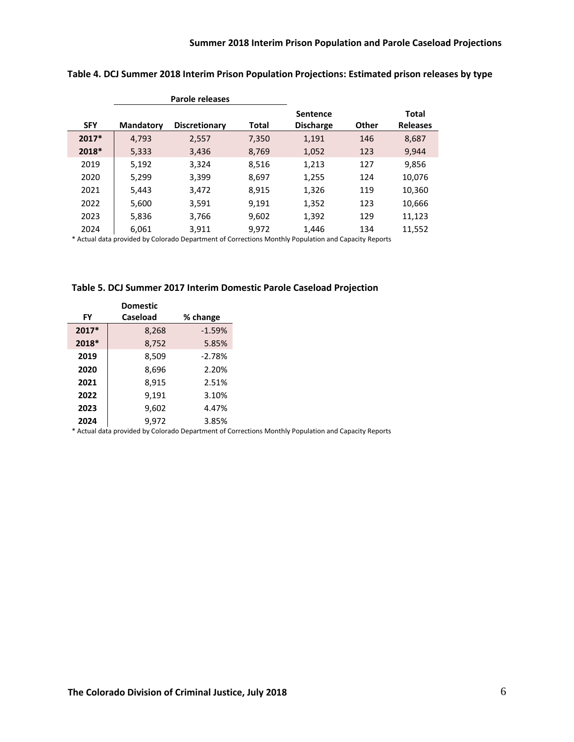**Table 4. DCJ Summer 2018 Interim Prison Population Projections: Estimated prison releases by type**

| | Parole releases | | | | | |
|---|---|---|---|---|---|---|
| SFY | Mandatory | Discretionary | Total | Sentence Discharge | Other | Total Releases |
| 2017* | 4,793 | 2,557 | 7,350 | 1,191 | 146 | 8,687 |
| 2018* | 5,333 | 3,436 | 8,769 | 1,052 | 123 | 9,944 |
| 2019 | 5,192 | 3,324 | 8,516 | 1,213 | 127 | 9,856 |
| 2020 | 5,299 | 3,399 | 8,697 | 1,255 | 124 | 10,076 |
| 2021 | 5,443 | 3,472 | 8,915 | 1,326 | 119 | 10,360 |
| 2022 | 5,600 | 3,591 | 9,191 | 1,352 | 123 | 10,666 |
| 2023 | 5,836 | 3,766 | 9,602 | 1,392 | 129 | 11,123 |
| 2024 | 6,061 | 3,911 | 9,972 | 1,446 | 134 | 11,552 |

* Actual data provided by Colorado Department of Corrections Monthly Population and Capacity Reports

**Table 5. DCJ Summer 2017 Interim Domestic Parole Caseload Projection**

| FY | Domestic Caseload | % change |
|---|---|---|
| 2017* | 8,268 | -1.59% |
| 2018* | 8,752 | 5.85% |
| 2019 | 8,509 | -2.78% |
| 2020 | 8,696 | 2.20% |
| 2021 | 8,915 | 2.51% |
| 2022 | 9,191 | 3.10% |
| 2023 | 9,602 | 4.47% |
| 2024 | 9,972 | 3.85% |

* Actual data provided by Colorado Department of Corrections Monthly Population and Capacity Reports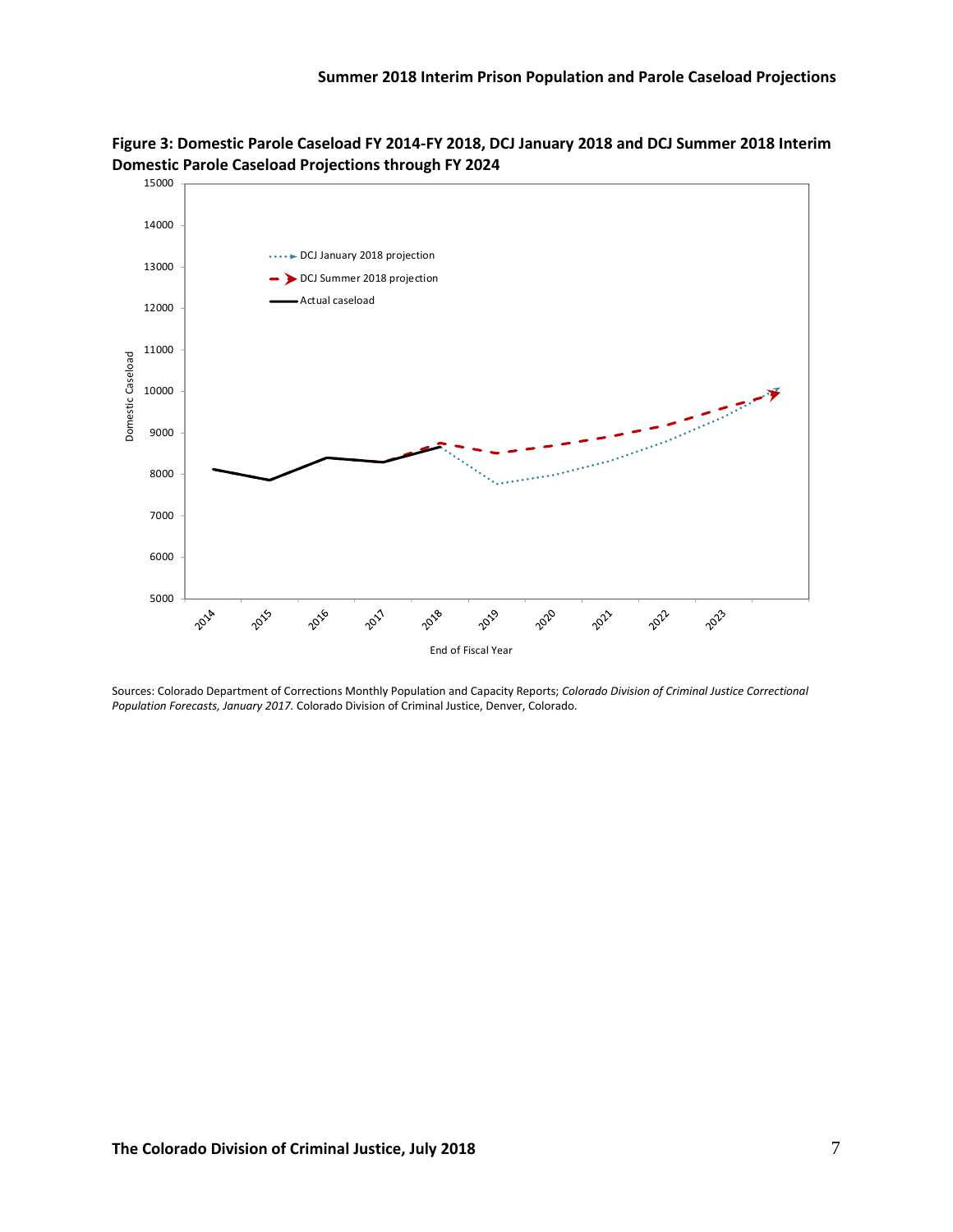**Figure 3: Domestic Parole Caseload FY 2014-FY 2018, DCJ January 2018 and DCJ Summer 2018 Interim Domestic Parole Caseload Projections through FY 2024**

15000
14000
13000
12000
11000
10000
9000
8000
7000
6000
5000

Domestic Caseload

DCJ January 2018 projection
DCJ Summer 2018 projection
Actual caseload

2014
2015
2016
2017
2018
2019
2020
2021
2022
2023

End of Fiscal Year

Sources: Colorado Department of Corrections Monthly Population and Capacity Reports; *Colorado Division of Criminal Justice Correctional Population Forecasts, January 2017.* Colorado Division of Criminal Justice, Denver, Colorado.